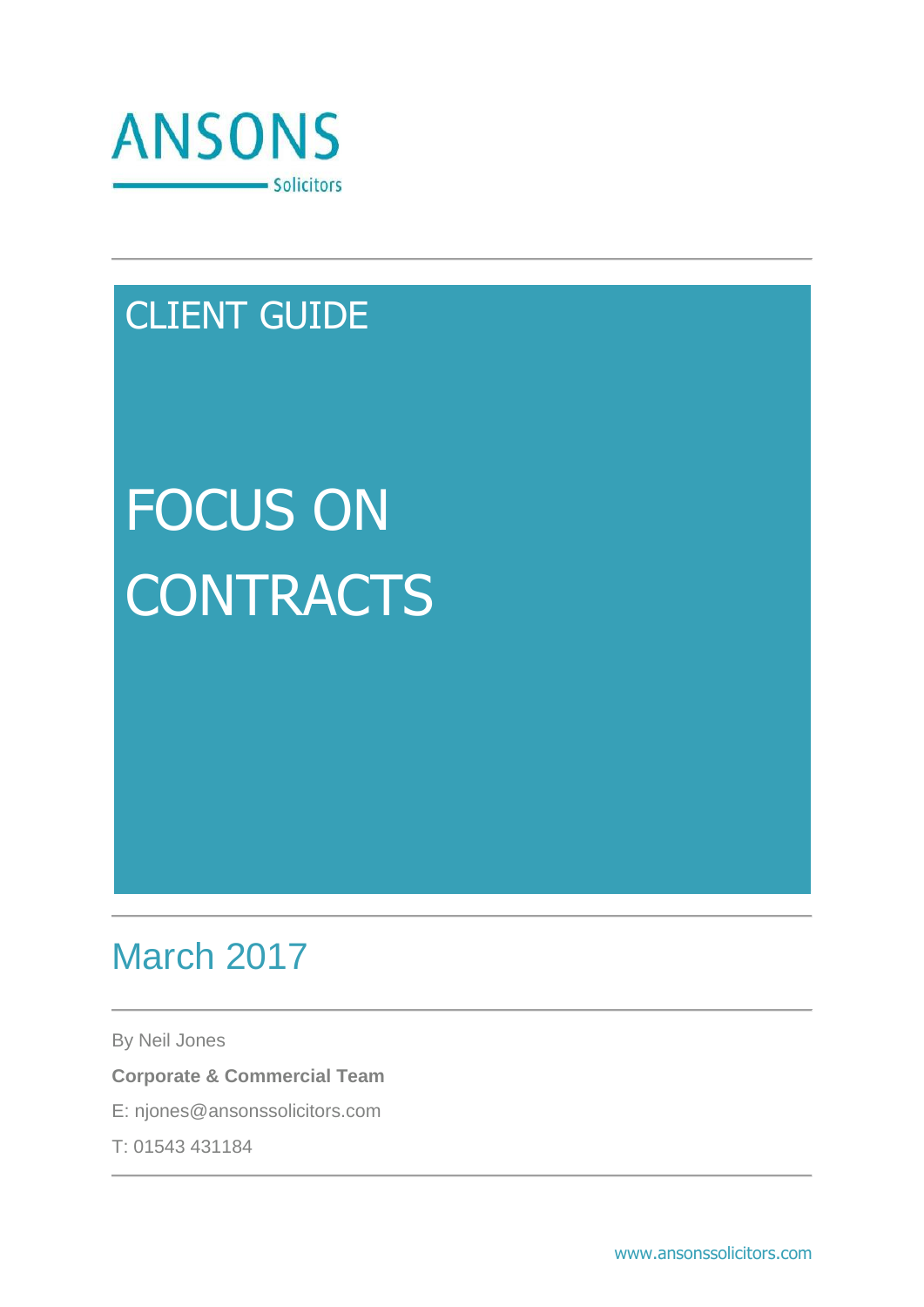ANSONS

Solicitors

CLIENT GUIDE

# FOCUS ON CONTRACTS

## March 2017

By Neil Jones

**Corporate & Commercial Team**

E: njones@ansonssolicitors.com

T: 01543 431184

www.ansonssolicitors.com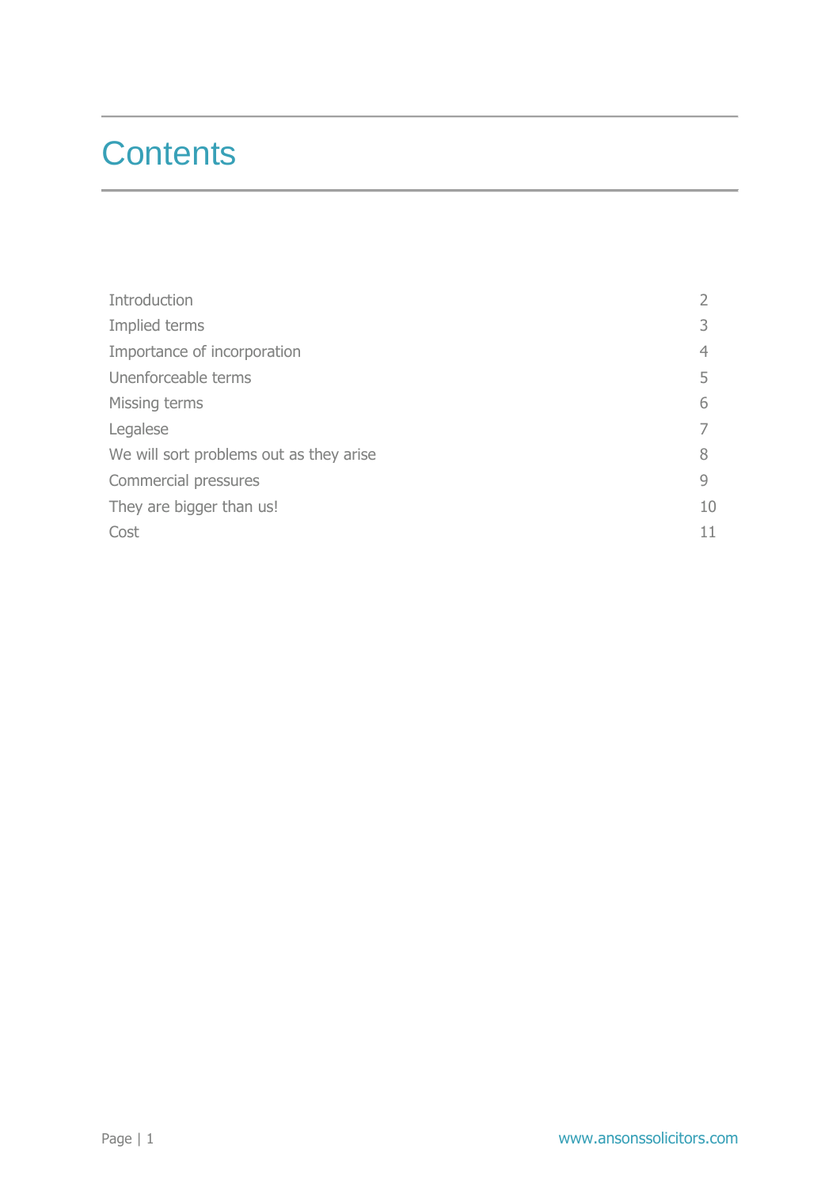# Contents

| | |
|---|---|
| Introduction | 2 |
| Implied terms | 3 |
| Importance of incorporation | 4 |
| Unenforceable terms | 5 |
| Missing terms | 6 |
| Legalese | 7 |
| We will sort problems out as they arise | 8 |
| Commercial pressures | 9 |
| They are bigger than us! | 10 |
| Cost | 11 |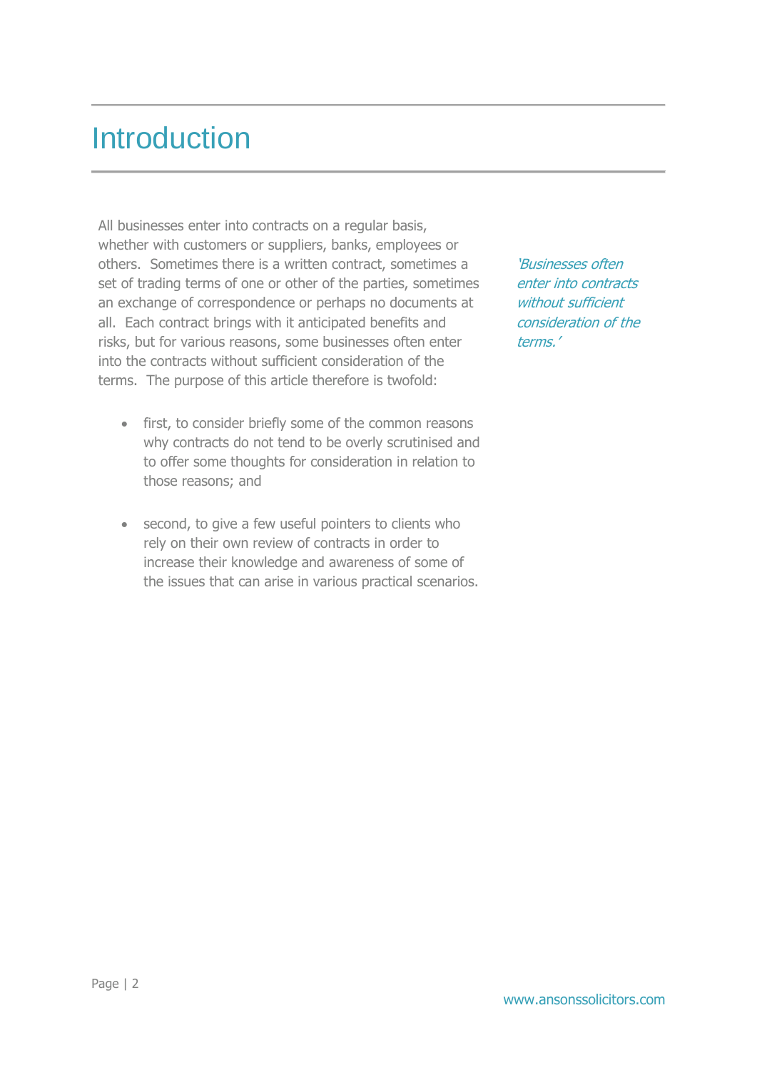# Introduction

All businesses enter into contracts on a regular basis, whether with customers or suppliers, banks, employees or others. Sometimes there is a written contract, sometimes a set of trading terms of one or other of the parties, sometimes an exchange of correspondence or perhaps no documents at all. Each contract brings with it anticipated benefits and risks, but for various reasons, some businesses often enter into the contracts without sufficient consideration of the terms. The purpose of this article therefore is twofold:

*'Businesses often enter into contracts without sufficient consideration of the terms.'*

- first, to consider briefly some of the common reasons why contracts do not tend to be overly scrutinised and to offer some thoughts for consideration in relation to those reasons; and

- second, to give a few useful pointers to clients who rely on their own review of contracts in order to increase their knowledge and awareness of some of the issues that can arise in various practical scenarios.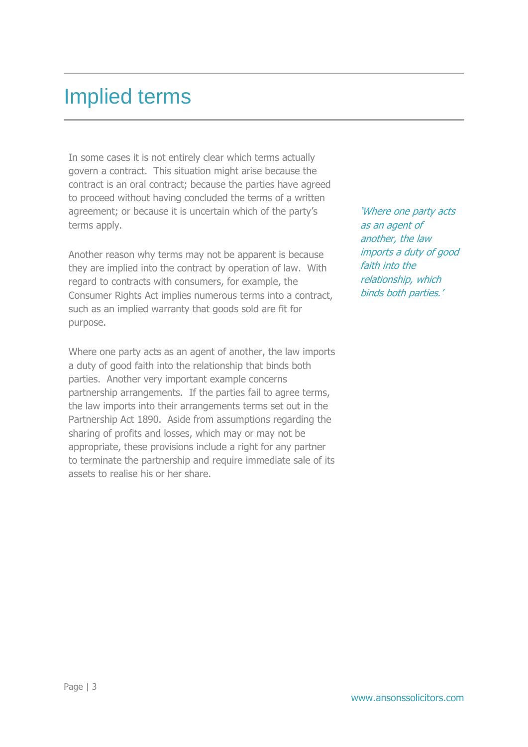# Implied terms

In some cases it is not entirely clear which terms actually govern a contract. This situation might arise because the contract is an oral contract; because the parties have agreed to proceed without having concluded the terms of a written agreement; or because it is uncertain which of the party's terms apply.

Another reason why terms may not be apparent is because they are implied into the contract by operation of law. With regard to contracts with consumers, for example, the Consumer Rights Act implies numerous terms into a contract, such as an implied warranty that goods sold are fit for purpose.

Where one party acts as an agent of another, the law imports a duty of good faith into the relationship that binds both parties. Another very important example concerns partnership arrangements. If the parties fail to agree terms, the law imports into their arrangements terms set out in the Partnership Act 1890. Aside from assumptions regarding the sharing of profits and losses, which may or may not be appropriate, these provisions include a right for any partner to terminate the partnership and require immediate sale of its assets to realise his or her share.

*'Where one party acts as an agent of another, the law imports a duty of good faith into the relationship, which binds both parties.'*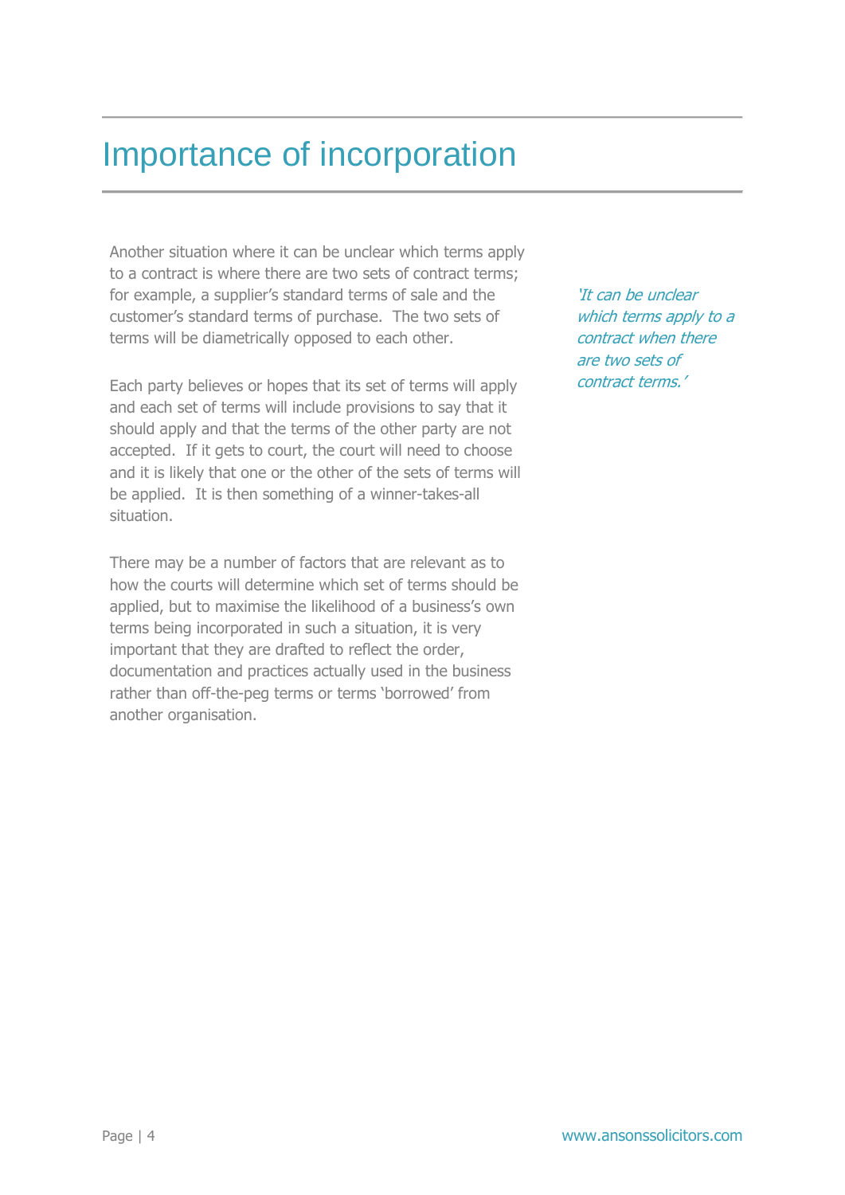# Importance of incorporation

Another situation where it can be unclear which terms apply to a contract is where there are two sets of contract terms; for example, a supplier's standard terms of sale and the customer's standard terms of purchase. The two sets of terms will be diametrically opposed to each other.

*'It can be unclear which terms apply to a contract when there are two sets of contract terms.'*

Each party believes or hopes that its set of terms will apply and each set of terms will include provisions to say that it should apply and that the terms of the other party are not accepted. If it gets to court, the court will need to choose and it is likely that one or the other of the sets of terms will be applied. It is then something of a winner-takes-all situation.

There may be a number of factors that are relevant as to how the courts will determine which set of terms should be applied, but to maximise the likelihood of a business's own terms being incorporated in such a situation, it is very important that they are drafted to reflect the order, documentation and practices actually used in the business rather than off-the-peg terms or terms 'borrowed' from another organisation.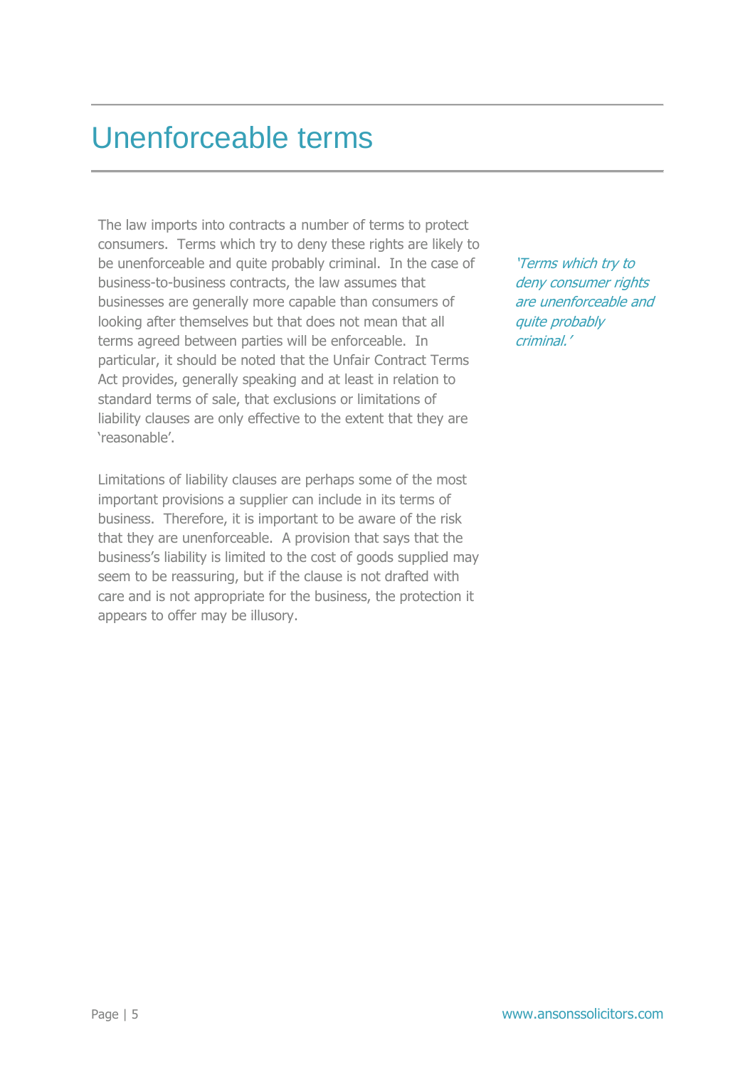# Unenforceable terms

The law imports into contracts a number of terms to protect consumers. Terms which try to deny these rights are likely to be unenforceable and quite probably criminal. In the case of business-to-business contracts, the law assumes that businesses are generally more capable than consumers of looking after themselves but that does not mean that all terms agreed between parties will be enforceable. In particular, it should be noted that the Unfair Contract Terms Act provides, generally speaking and at least in relation to standard terms of sale, that exclusions or limitations of liability clauses are only effective to the extent that they are 'reasonable'.

*'Terms which try to deny consumer rights are unenforceable and quite probably criminal.'*

Limitations of liability clauses are perhaps some of the most important provisions a supplier can include in its terms of business. Therefore, it is important to be aware of the risk that they are unenforceable. A provision that says that the business's liability is limited to the cost of goods supplied may seem to be reassuring, but if the clause is not drafted with care and is not appropriate for the business, the protection it appears to offer may be illusory.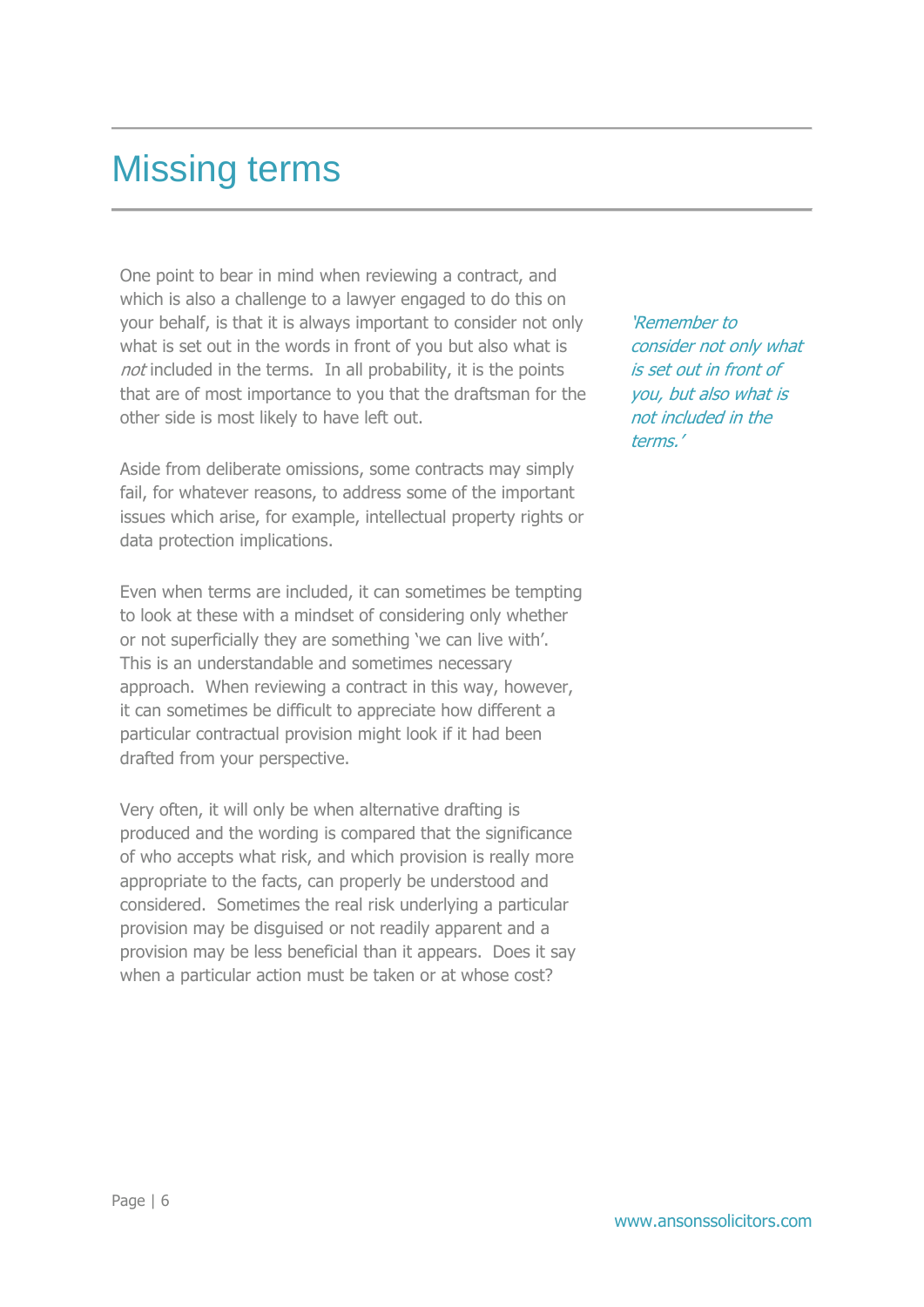# Missing terms

One point to bear in mind when reviewing a contract, and which is also a challenge to a lawyer engaged to do this on your behalf, is that it is always important to consider not only what is set out in the words in front of you but also what is *not* included in the terms. In all probability, it is the points that are of most importance to you that the draftsman for the other side is most likely to have left out.

*'Remember to consider not only what is set out in front of you, but also what is not included in the terms.'*

Aside from deliberate omissions, some contracts may simply fail, for whatever reasons, to address some of the important issues which arise, for example, intellectual property rights or data protection implications.

Even when terms are included, it can sometimes be tempting to look at these with a mindset of considering only whether or not superficially they are something 'we can live with'. This is an understandable and sometimes necessary approach. When reviewing a contract in this way, however, it can sometimes be difficult to appreciate how different a particular contractual provision might look if it had been drafted from your perspective.

Very often, it will only be when alternative drafting is produced and the wording is compared that the significance of who accepts what risk, and which provision is really more appropriate to the facts, can properly be understood and considered. Sometimes the real risk underlying a particular provision may be disguised or not readily apparent and a provision may be less beneficial than it appears. Does it say when a particular action must be taken or at whose cost?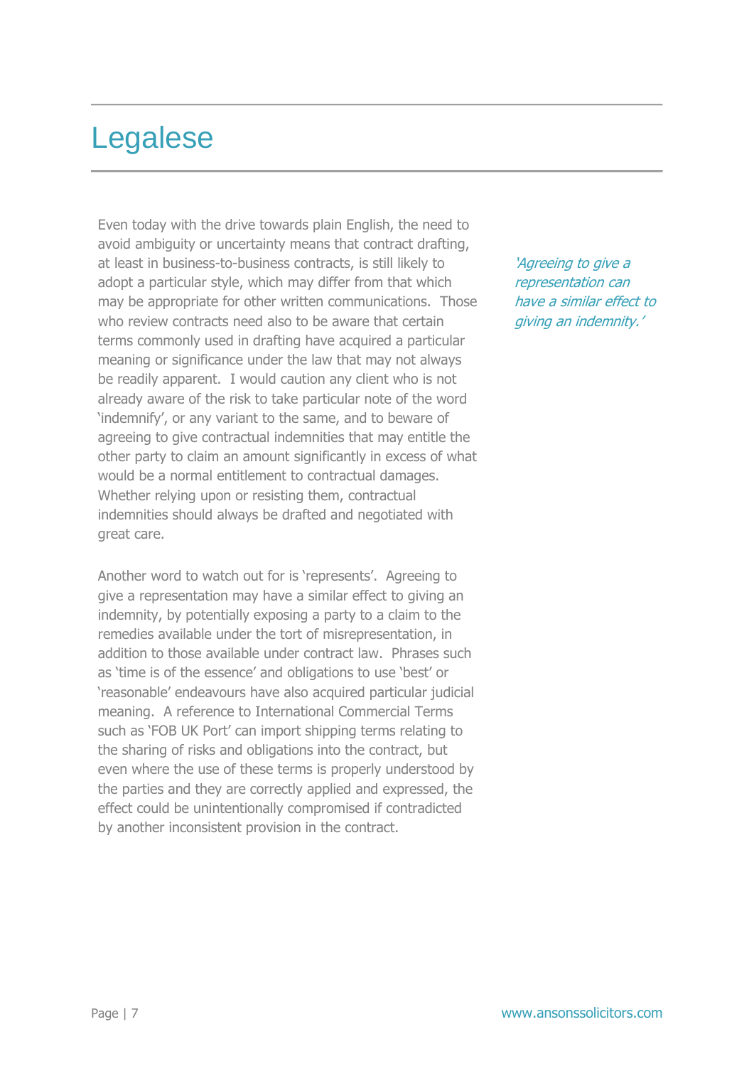# Legalese

Even today with the drive towards plain English, the need to avoid ambiguity or uncertainty means that contract drafting, at least in business-to-business contracts, is still likely to adopt a particular style, which may differ from that which may be appropriate for other written communications. Those who review contracts need also to be aware that certain terms commonly used in drafting have acquired a particular meaning or significance under the law that may not always be readily apparent. I would caution any client who is not already aware of the risk to take particular note of the word 'indemnify', or any variant to the same, and to beware of agreeing to give contractual indemnities that may entitle the other party to claim an amount significantly in excess of what would be a normal entitlement to contractual damages. Whether relying upon or resisting them, contractual indemnities should always be drafted and negotiated with great care.

*'Agreeing to give a representation can have a similar effect to giving an indemnity.'*

Another word to watch out for is 'represents'. Agreeing to give a representation may have a similar effect to giving an indemnity, by potentially exposing a party to a claim to the remedies available under the tort of misrepresentation, in addition to those available under contract law. Phrases such as 'time is of the essence' and obligations to use 'best' or 'reasonable' endeavours have also acquired particular judicial meaning. A reference to International Commercial Terms such as 'FOB UK Port' can import shipping terms relating to the sharing of risks and obligations into the contract, but even where the use of these terms is properly understood by the parties and they are correctly applied and expressed, the effect could be unintentionally compromised if contradicted by another inconsistent provision in the contract.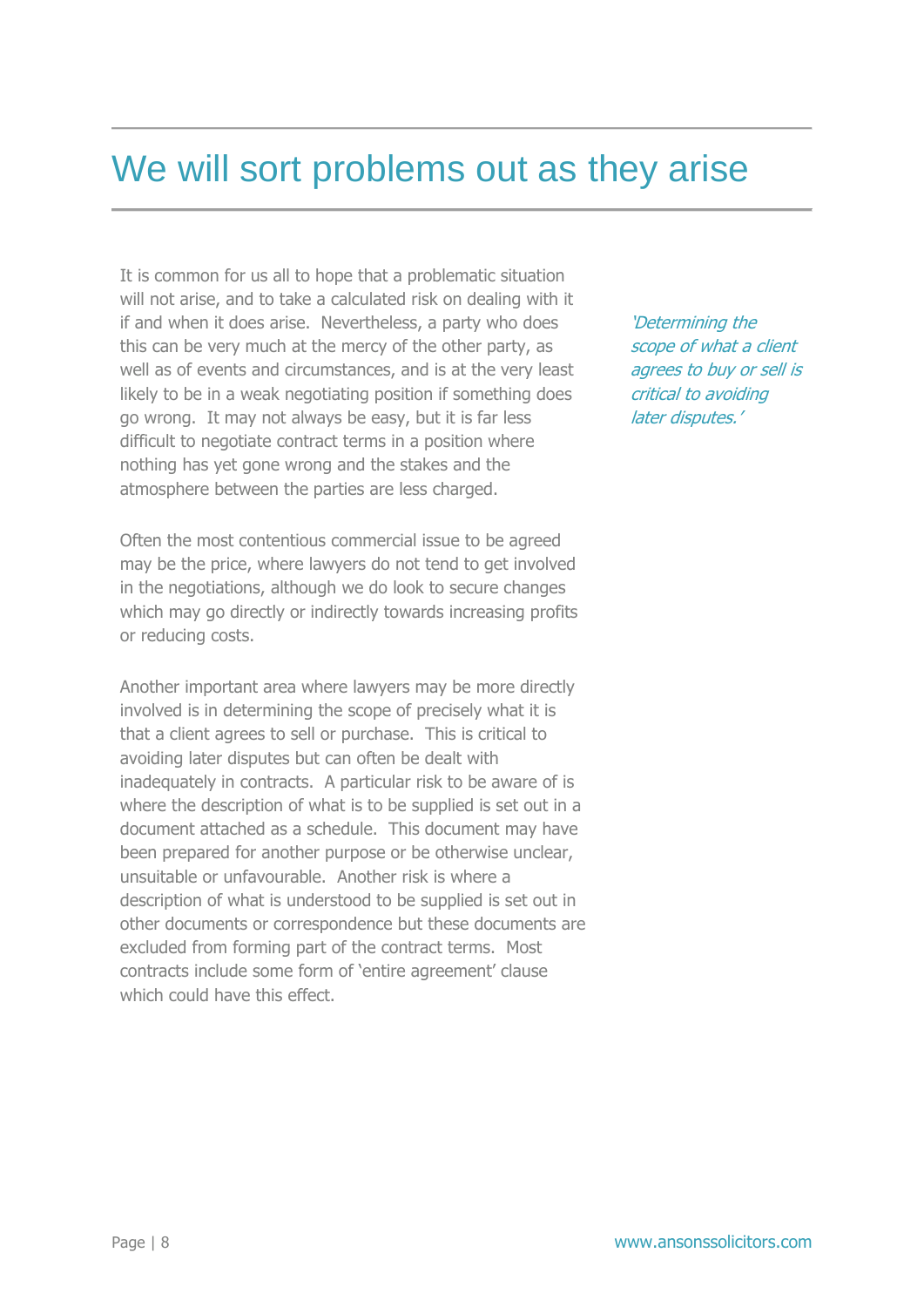# We will sort problems out as they arise

It is common for us all to hope that a problematic situation will not arise, and to take a calculated risk on dealing with it if and when it does arise. Nevertheless, a party who does this can be very much at the mercy of the other party, as well as of events and circumstances, and is at the very least likely to be in a weak negotiating position if something does go wrong. It may not always be easy, but it is far less difficult to negotiate contract terms in a position where nothing has yet gone wrong and the stakes and the atmosphere between the parties are less charged.

*'Determining the scope of what a client agrees to buy or sell is critical to avoiding later disputes.'*

Often the most contentious commercial issue to be agreed may be the price, where lawyers do not tend to get involved in the negotiations, although we do look to secure changes which may go directly or indirectly towards increasing profits or reducing costs.

Another important area where lawyers may be more directly involved is in determining the scope of precisely what it is that a client agrees to sell or purchase. This is critical to avoiding later disputes but can often be dealt with inadequately in contracts. A particular risk to be aware of is where the description of what is to be supplied is set out in a document attached as a schedule. This document may have been prepared for another purpose or be otherwise unclear, unsuitable or unfavourable. Another risk is where a description of what is understood to be supplied is set out in other documents or correspondence but these documents are excluded from forming part of the contract terms. Most contracts include some form of 'entire agreement' clause which could have this effect.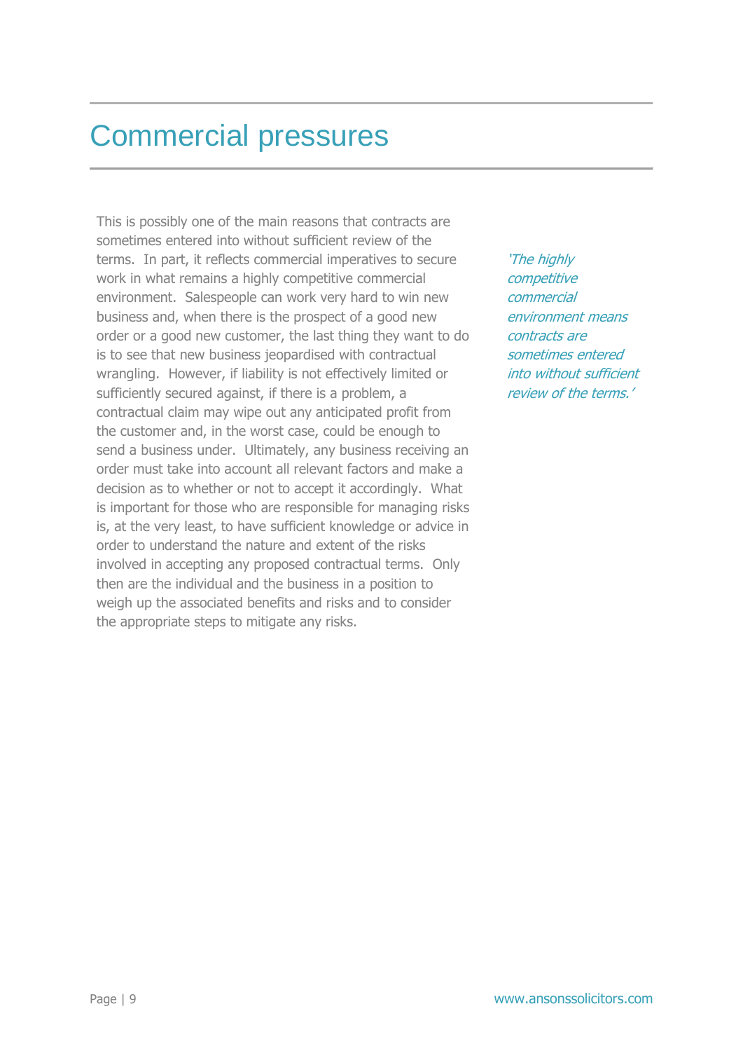# Commercial pressures

This is possibly one of the main reasons that contracts are sometimes entered into without sufficient review of the terms. In part, it reflects commercial imperatives to secure work in what remains a highly competitive commercial environment. Salespeople can work very hard to win new business and, when there is the prospect of a good new order or a good new customer, the last thing they want to do is to see that new business jeopardised with contractual wrangling. However, if liability is not effectively limited or sufficiently secured against, if there is a problem, a contractual claim may wipe out any anticipated profit from the customer and, in the worst case, could be enough to send a business under. Ultimately, any business receiving an order must take into account all relevant factors and make a decision as to whether or not to accept it accordingly. What is important for those who are responsible for managing risks is, at the very least, to have sufficient knowledge or advice in order to understand the nature and extent of the risks involved in accepting any proposed contractual terms. Only then are the individual and the business in a position to weigh up the associated benefits and risks and to consider the appropriate steps to mitigate any risks.

*'The highly competitive commercial environment means contracts are sometimes entered into without sufficient review of the terms.'*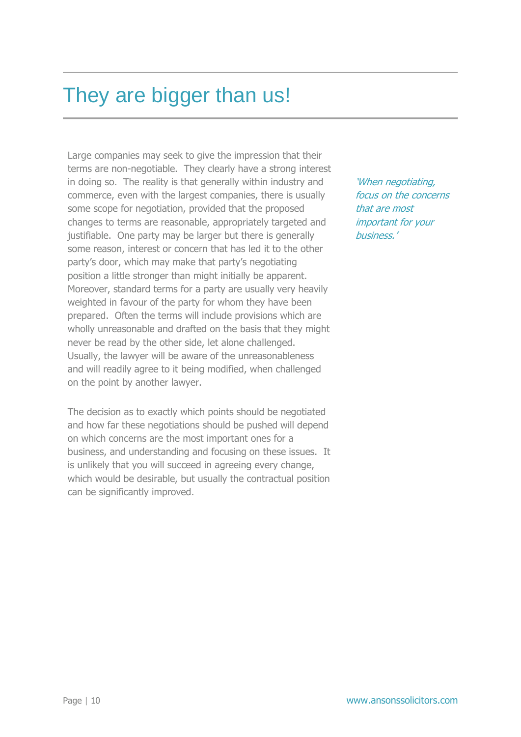# They are bigger than us!

Large companies may seek to give the impression that their terms are non-negotiable. They clearly have a strong interest in doing so. The reality is that generally within industry and commerce, even with the largest companies, there is usually some scope for negotiation, provided that the proposed changes to terms are reasonable, appropriately targeted and justifiable. One party may be larger but there is generally some reason, interest or concern that has led it to the other party's door, which may make that party's negotiating position a little stronger than might initially be apparent. Moreover, standard terms for a party are usually very heavily weighted in favour of the party for whom they have been prepared. Often the terms will include provisions which are wholly unreasonable and drafted on the basis that they might never be read by the other side, let alone challenged. Usually, the lawyer will be aware of the unreasonableness and will readily agree to it being modified, when challenged on the point by another lawyer.

*'When negotiating, focus on the concerns that are most important for your business.'*

The decision as to exactly which points should be negotiated and how far these negotiations should be pushed will depend on which concerns are the most important ones for a business, and understanding and focusing on these issues. It is unlikely that you will succeed in agreeing every change, which would be desirable, but usually the contractual position can be significantly improved.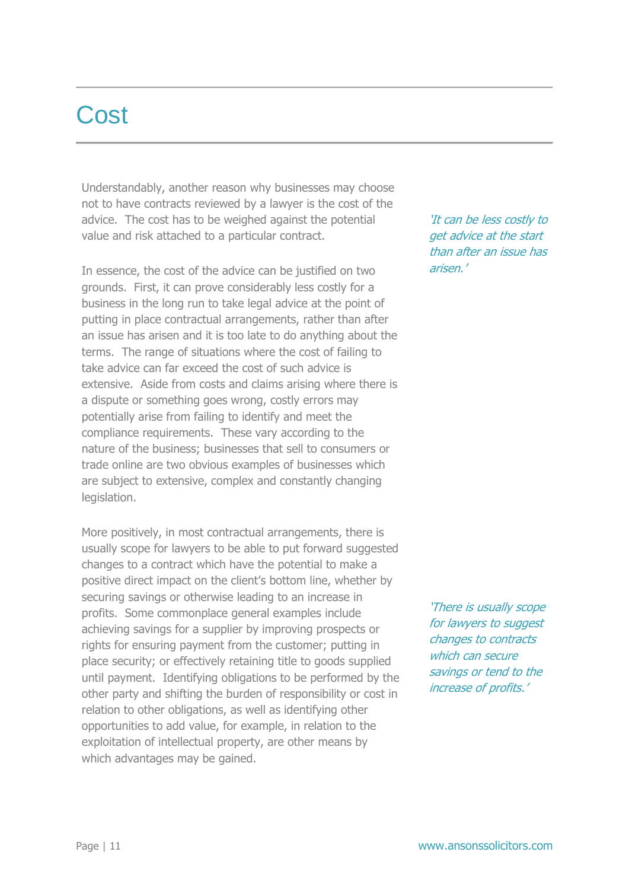# Cost

Understandably, another reason why businesses may choose not to have contracts reviewed by a lawyer is the cost of the advice. The cost has to be weighed against the potential value and risk attached to a particular contract.

*'It can be less costly to get advice at the start than after an issue has arisen.'*

In essence, the cost of the advice can be justified on two grounds. First, it can prove considerably less costly for a business in the long run to take legal advice at the point of putting in place contractual arrangements, rather than after an issue has arisen and it is too late to do anything about the terms. The range of situations where the cost of failing to take advice can far exceed the cost of such advice is extensive. Aside from costs and claims arising where there is a dispute or something goes wrong, costly errors may potentially arise from failing to identify and meet the compliance requirements. These vary according to the nature of the business; businesses that sell to consumers or trade online are two obvious examples of businesses which are subject to extensive, complex and constantly changing legislation.

More positively, in most contractual arrangements, there is usually scope for lawyers to be able to put forward suggested changes to a contract which have the potential to make a positive direct impact on the client's bottom line, whether by securing savings or otherwise leading to an increase in profits. Some commonplace general examples include achieving savings for a supplier by improving prospects or rights for ensuring payment from the customer; putting in place security; or effectively retaining title to goods supplied until payment. Identifying obligations to be performed by the other party and shifting the burden of responsibility or cost in relation to other obligations, as well as identifying other opportunities to add value, for example, in relation to the exploitation of intellectual property, are other means by which advantages may be gained.

*'There is usually scope for lawyers to suggest changes to contracts which can secure savings or tend to the increase of profits.'*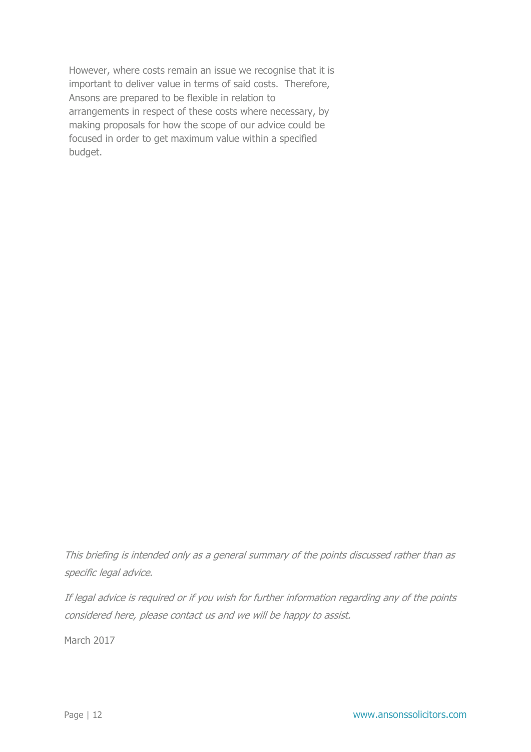However, where costs remain an issue we recognise that it is important to deliver value in terms of said costs. Therefore, Ansons are prepared to be flexible in relation to arrangements in respect of these costs where necessary, by making proposals for how the scope of our advice could be focused in order to get maximum value within a specified budget.

*This briefing is intended only as a general summary of the points discussed rather than as specific legal advice.*

*If legal advice is required or if you wish for further information regarding any of the points considered here, please contact us and we will be happy to assist.*

March 2017